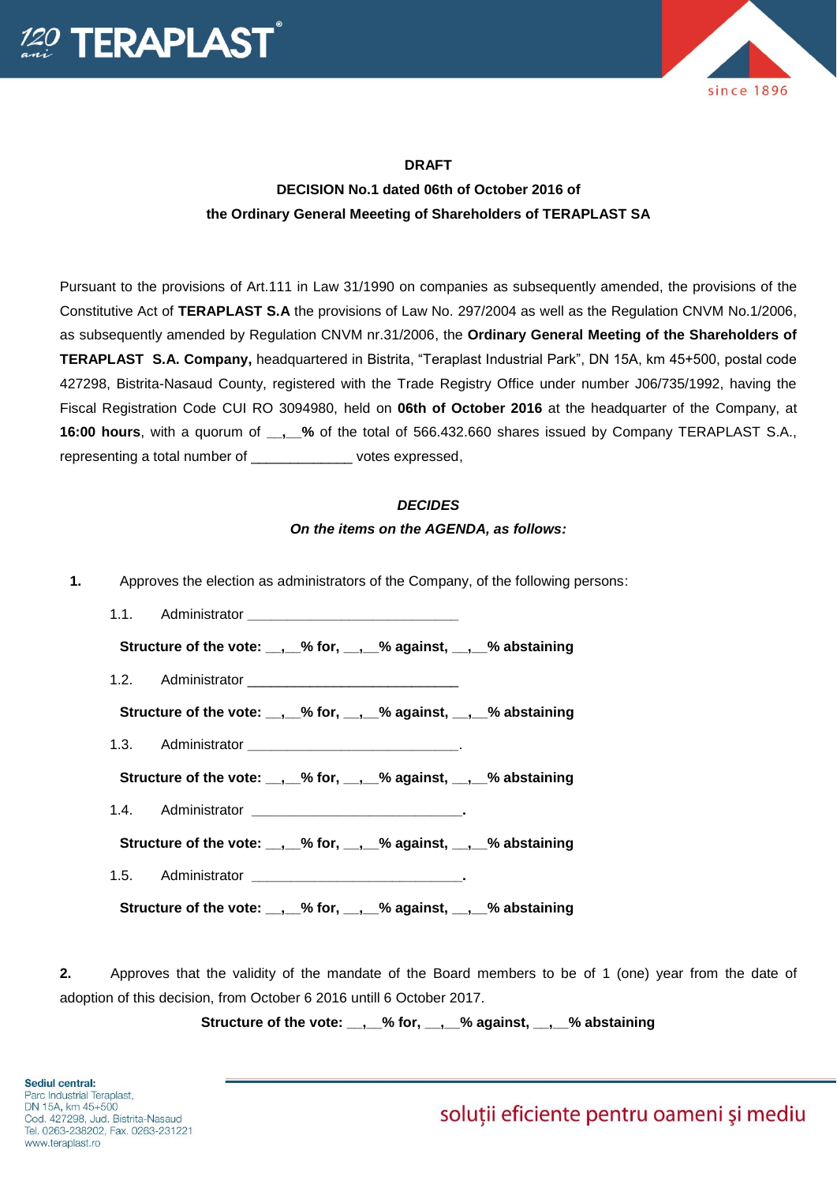**DRAFT**

**DECISION No.1 dated 06th of October 2016 of**

**the Ordinary General Meeeting of Shareholders of TERAPLAST SA**

Pursuant to the provisions of Art.111 in Law 31/1990 on companies as subsequently amended, the provisions of the Constitutive Act of **TERAPLAST S.A** the provisions of Law No. 297/2004 as well as the Regulation CNVM No.1/2006, as subsequently amended by Regulation CNVM nr.31/2006, the **Ordinary General Meeting of the Shareholders of TERAPLAST S.A. Company,** headquartered in Bistrita, "Teraplast Industrial Park", DN 15A, km 45+500, postal code 427298, Bistrita-Nasaud County, registered with the Trade Registry Office under number J06/735/1992, having the Fiscal Registration Code CUI RO 3094980, held on **06th of October 2016** at the headquarter of the Company, at **16:00 hours**, with a quorum of **__,__%** of the total of 566.432.660 shares issued by Company TERAPLAST S.A., representing a total number of _____________ votes expressed,

***DECIDES***

***On the items on the AGENDA, as follows:***

**1.** Approves the election as administrators of the Company, of the following persons:

1.1. Administrator ____________________________

**Structure of the vote: __,__% for, __,__% against, __,__% abstaining**

1.2. Administrator ____________________________

**Structure of the vote: __,__% for, __,__% against, __,__% abstaining**

1.3. Administrator ____________________________.

**Structure of the vote: __,__% for, __,__% against, __,__% abstaining**

1.4. Administrator ____________________________**.**

**Structure of the vote: __,__% for, __,__% against, __,__% abstaining**

1.5. Administrator ____________________________**.**

**Structure of the vote: __,__% for, __,__% against, __,__% abstaining**

**2.** Approves that the validity of the mandate of the Board members to be of 1 (one) year from the date of adoption of this decision, from October 6 2016 untill 6 October 2017.

**Structure of the vote: __,__% for, __,__% against, __,__% abstaining**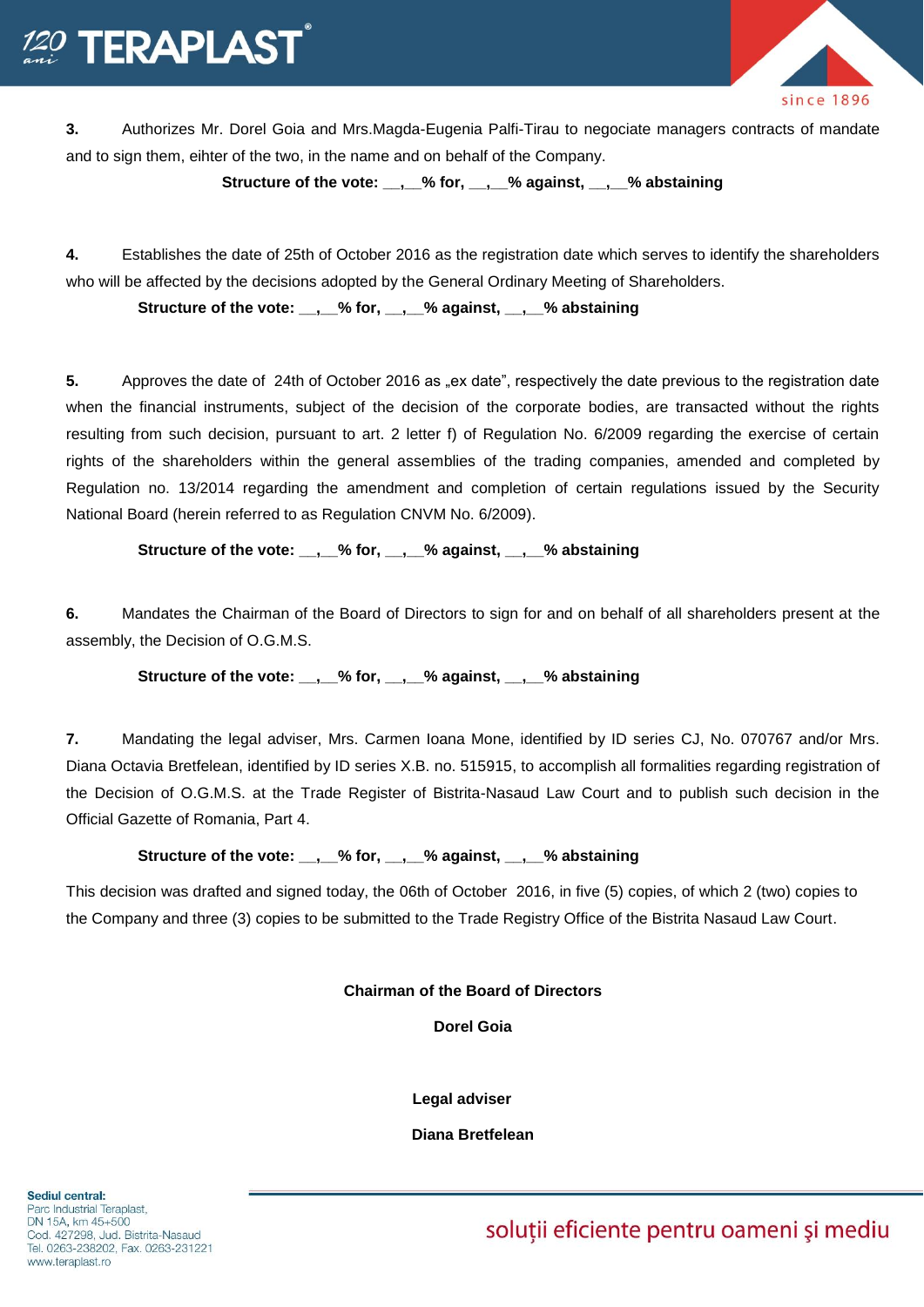**3.** Authorizes Mr. Dorel Goia and Mrs.Magda-Eugenia Palfi-Tirau to negociate managers contracts of mandate and to sign them, eihter of the two, in the name and on behalf of the Company.

**Structure of the vote: __,__% for, __,__% against, __,__% abstaining**

**4.** Establishes the date of 25th of October 2016 as the registration date which serves to identify the shareholders who will be affected by the decisions adopted by the General Ordinary Meeting of Shareholders.

**Structure of the vote: __,__% for, __,__% against, __,__% abstaining**

**5.** Approves the date of 24th of October 2016 as „ex date", respectively the date previous to the registration date when the financial instruments, subject of the decision of the corporate bodies, are transacted without the rights resulting from such decision, pursuant to art. 2 letter f) of Regulation No. 6/2009 regarding the exercise of certain rights of the shareholders within the general assemblies of the trading companies, amended and completed by Regulation no. 13/2014 regarding the amendment and completion of certain regulations issued by the Security National Board (herein referred to as Regulation CNVM No. 6/2009).

**Structure of the vote: __,__% for, __,__% against, __,__% abstaining**

**6.** Mandates the Chairman of the Board of Directors to sign for and on behalf of all shareholders present at the assembly, the Decision of O.G.M.S.

**Structure of the vote: __,__% for, __,__% against, __,__% abstaining**

**7.** Mandating the legal adviser, Mrs. Carmen Ioana Mone, identified by ID series CJ, No. 070767 and/or Mrs. Diana Octavia Bretfelean, identified by ID series X.B. no. 515915, to accomplish all formalities regarding registration of the Decision of O.G.M.S. at the Trade Register of Bistrita-Nasaud Law Court and to publish such decision in the Official Gazette of Romania, Part 4.

**Structure of the vote: __,__% for, __,__% against, __,__% abstaining**

This decision was drafted and signed today, the 06th of October 2016, in five (5) copies, of which 2 (two) copies to the Company and three (3) copies to be submitted to the Trade Registry Office of the Bistrita Nasaud Law Court.

**Chairman of the Board of Directors**

**Dorel Goia**

**Legal adviser**

**Diana Bretfelean**